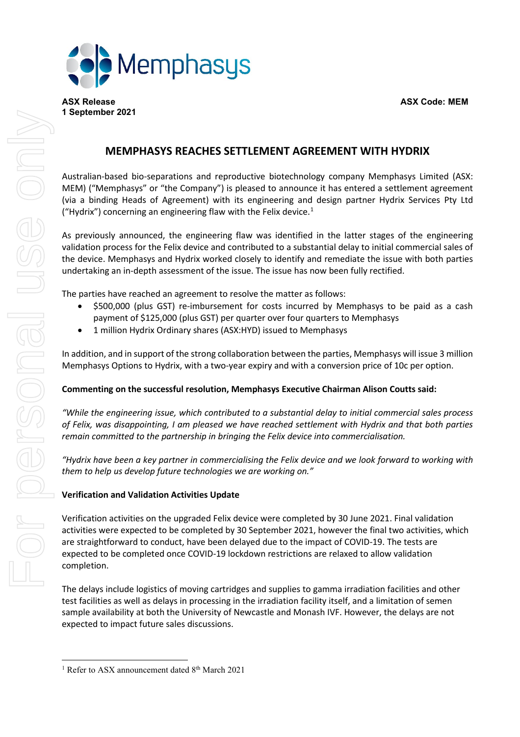Memphasys

**ASX Release**
**1 September 2021**

**ASX Code: MEM**

# MEMPHASYS REACHES SETTLEMENT AGREEMENT WITH HYDRIX

Australian-based bio-separations and reproductive biotechnology company Memphasys Limited (ASX: MEM) ("Memphasys" or "the Company") is pleased to announce it has entered a settlement agreement (via a binding Heads of Agreement) with its engineering and design partner Hydrix Services Pty Ltd ("Hydrix") concerning an engineering flaw with the Felix device.[1]

As previously announced, the engineering flaw was identified in the latter stages of the engineering validation process for the Felix device and contributed to a substantial delay to initial commercial sales of the device. Memphasys and Hydrix worked closely to identify and remediate the issue with both parties undertaking an in-depth assessment of the issue. The issue has now been fully rectified.

The parties have reached an agreement to resolve the matter as follows:

- $500,000 (plus GST) re-imbursement for costs incurred by Memphasys to be paid as a cash payment of $125,000 (plus GST) per quarter over four quarters to Memphasys
- 1 million Hydrix Ordinary shares (ASX:HYD) issued to Memphasys

In addition, and in support of the strong collaboration between the parties, Memphasys will issue 3 million Memphasys Options to Hydrix, with a two-year expiry and with a conversion price of 10c per option.

**Commenting on the successful resolution, Memphasys Executive Chairman Alison Coutts said:**

*"While the engineering issue, which contributed to a substantial delay to initial commercial sales process of Felix, was disappointing, I am pleased we have reached settlement with Hydrix and that both parties remain committed to the partnership in bringing the Felix device into commercialisation.*

*"Hydrix have been a key partner in commercialising the Felix device and we look forward to working with them to help us develop future technologies we are working on."*

**Verification and Validation Activities Update**

Verification activities on the upgraded Felix device were completed by 30 June 2021. Final validation activities were expected to be completed by 30 September 2021, however the final two activities, which are straightforward to conduct, have been delayed due to the impact of COVID-19. The tests are expected to be completed once COVID-19 lockdown restrictions are relaxed to allow validation completion.

The delays include logistics of moving cartridges and supplies to gamma irradiation facilities and other test facilities as well as delays in processing in the irradiation facility itself, and a limitation of semen sample availability at both the University of Newcastle and Monash IVF. However, the delays are not expected to impact future sales discussions.

---

[1] Refer to ASX announcement dated 8th March 2021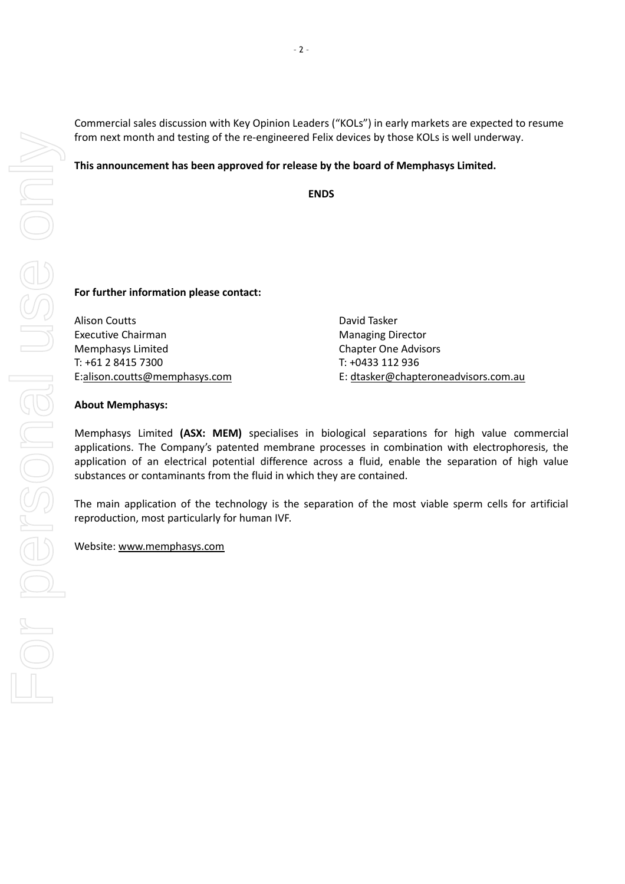Commercial sales discussion with Key Opinion Leaders ("KOLs") in early markets are expected to resume from next month and testing of the re-engineered Felix devices by those KOLs is well underway.

**This announcement has been approved for release by the board of Memphasys Limited.**

**ENDS**

**For further information please contact:**

Alison Coutts
Executive Chairman
Memphasys Limited
T: +61 2 8415 7300
E:alison.coutts@memphasys.com

David Tasker
Managing Director
Chapter One Advisors
T: +0433 112 936
E: dtasker@chapteroneadvisors.com.au

**About Memphasys:**

Memphasys Limited **(ASX: MEM)** specialises in biological separations for high value commercial applications. The Company's patented membrane processes in combination with electrophoresis, the application of an electrical potential difference across a fluid, enable the separation of high value substances or contaminants from the fluid in which they are contained.

The main application of the technology is the separation of the most viable sperm cells for artificial reproduction, most particularly for human IVF.

Website: www.memphasys.com